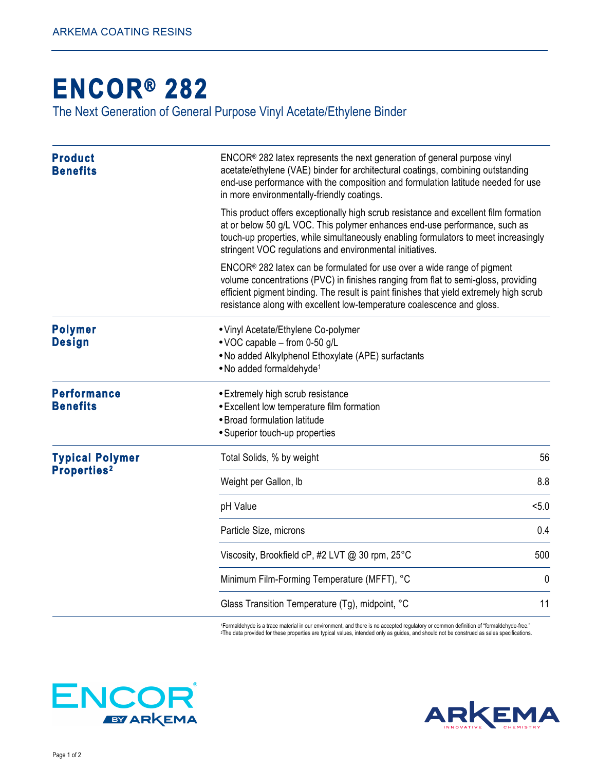ARKEMA COATING RESINS

# ENCOR® 282

The Next Generation of General Purpose Vinyl Acetate/Ethylene Binder

## Product Benefits

ENCOR® 282 latex represents the next generation of general purpose vinyl acetate/ethylene (VAE) binder for architectural coatings, combining outstanding end-use performance with the composition and formulation latitude needed for use in more environmentally-friendly coatings.

This product offers exceptionally high scrub resistance and excellent film formation at or below 50 g/L VOC. This polymer enhances end-use performance, such as touch-up properties, while simultaneously enabling formulators to meet increasingly stringent VOC regulations and environmental initiatives.

ENCOR® 282 latex can be formulated for use over a wide range of pigment volume concentrations (PVC) in finishes ranging from flat to semi-gloss, providing efficient pigment binding. The result is paint finishes that yield extremely high scrub resistance along with excellent low-temperature coalescence and gloss.

## Polymer Design

- Vinyl Acetate/Ethylene Co-polymer
- VOC capable – from 0-50 g/L
- No added Alkylphenol Ethoxylate (APE) surfactants
- No added formaldehyde[1]

## Performance Benefits

- Extremely high scrub resistance
- Excellent low temperature film formation
- Broad formulation latitude
- Superior touch-up properties

## Typical Polymer Properties[2]

| Property | Value |
|---|---|
| Total Solids, % by weight | 56 |
| Weight per Gallon, lb | 8.8 |
| pH Value | <5.0 |
| Particle Size, microns | 0.4 |
| Viscosity, Brookfield cP, #2 LVT @ 30 rpm, 25°C | 500 |
| Minimum Film-Forming Temperature (MFFT), °C | 0 |
| Glass Transition Temperature (Tg), midpoint, °C | 11 |

[1]Formaldehyde is a trace material in our environment, and there is no accepted regulatory or common definition of "formaldehyde-free."
[2]The data provided for these properties are typical values, intended only as guides, and should not be construed as sales specifications.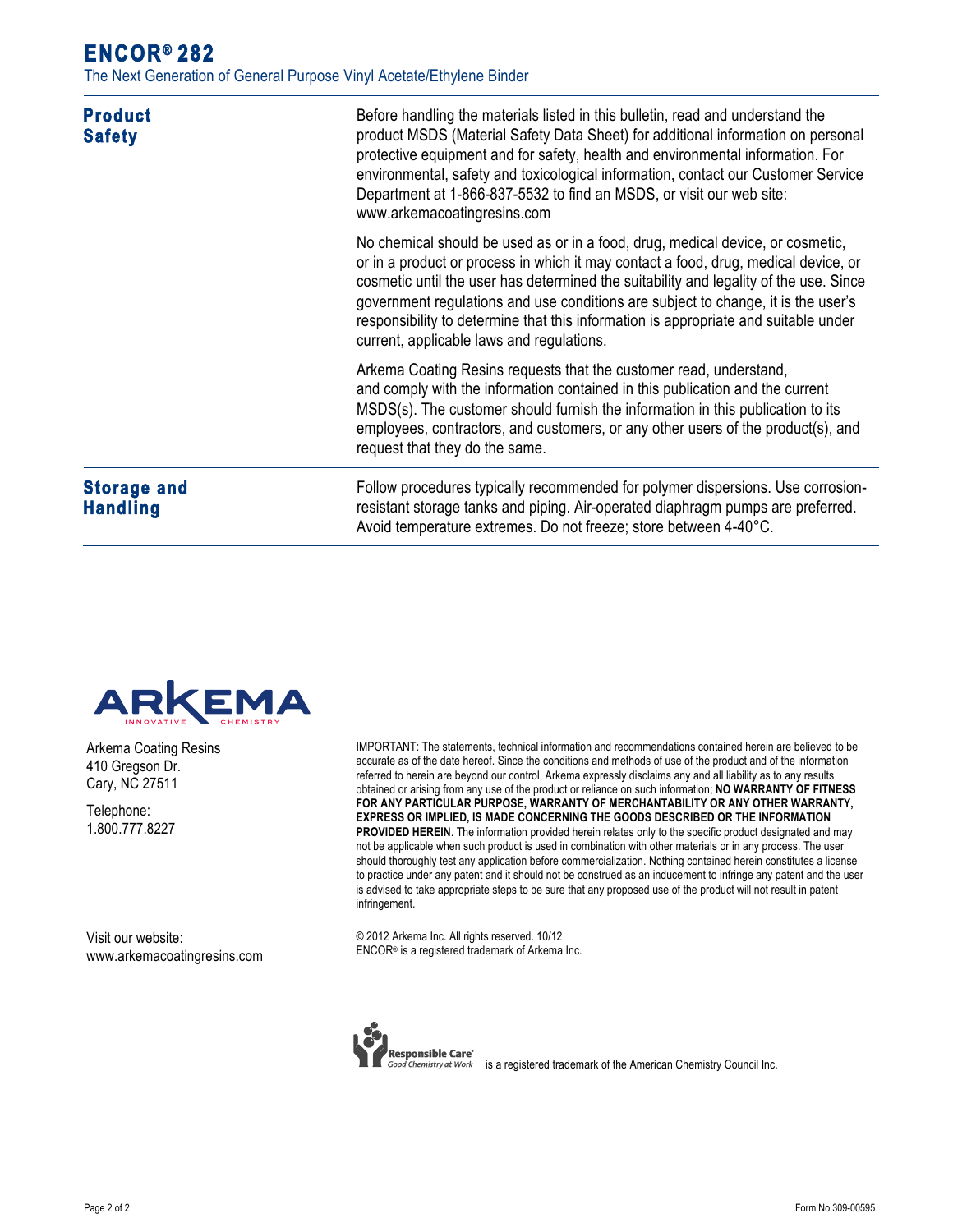## Product Safety

Before handling the materials listed in this bulletin, read and understand the product MSDS (Material Safety Data Sheet) for additional information on personal protective equipment and for safety, health and environmental information. For environmental, safety and toxicological information, contact our Customer Service Department at 1-866-837-5532 to find an MSDS, or visit our web site: www.arkemacoatingresins.com

No chemical should be used as or in a food, drug, medical device, or cosmetic, or in a product or process in which it may contact a food, drug, medical device, or cosmetic until the user has determined the suitability and legality of the use. Since government regulations and use conditions are subject to change, it is the user's responsibility to determine that this information is appropriate and suitable under current, applicable laws and regulations.

Arkema Coating Resins requests that the customer read, understand, and comply with the information contained in this publication and the current MSDS(s). The customer should furnish the information in this publication to its employees, contractors, and customers, or any other users of the product(s), and request that they do the same.

## Storage and Handling

Follow procedures typically recommended for polymer dispersions. Use corrosion-resistant storage tanks and piping. Air-operated diaphragm pumps are preferred. Avoid temperature extremes. Do not freeze; store between 4-40°C.

ARKEMA
INNOVATIVE CHEMISTRY

Arkema Coating Resins
410 Gregson Dr.
Cary, NC 27511

Telephone:
1.800.777.8227

Visit our website:
www.arkemacoatingresins.com

IMPORTANT: The statements, technical information and recommendations contained herein are believed to be accurate as of the date hereof. Since the conditions and methods of use of the product and of the information referred to herein are beyond our control, Arkema expressly disclaims any and all liability as to any results obtained or arising from any use of the product or reliance on such information; **NO WARRANTY OF FITNESS FOR ANY PARTICULAR PURPOSE, WARRANTY OF MERCHANTABILITY OR ANY OTHER WARRANTY, EXPRESS OR IMPLIED, IS MADE CONCERNING THE GOODS DESCRIBED OR THE INFORMATION PROVIDED HEREIN**. The information provided herein relates only to the specific product designated and may not be applicable when such product is used in combination with other materials or in any process. The user should thoroughly test any application before commercialization. Nothing contained herein constitutes a license to practice under any patent and it should not be construed as an inducement to infringe any patent and the user is advised to take appropriate steps to be sure that any proposed use of the product will not result in patent infringement.

© 2012 Arkema Inc. All rights reserved. 10/12
ENCOR® is a registered trademark of Arkema Inc.

Responsible Care® Good Chemistry at Work is a registered trademark of the American Chemistry Council Inc.

Form No 309-00595